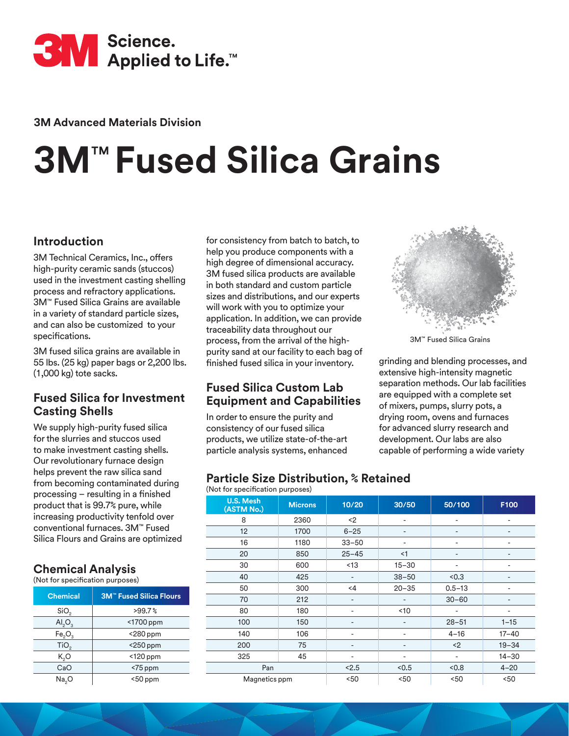3M Science. Applied to Life.™

3M Advanced Materials Division

# 3M™ Fused Silica Grains

## Introduction

3M Technical Ceramics, Inc., offers high-purity ceramic sands (stuccos) used in the investment casting shelling process and refractory applications. 3M™ Fused Silica Grains are available in a variety of standard particle sizes, and can also be customized to your specifications.

3M fused silica grains are available in 55 lbs. (25 kg) paper bags or 2,200 lbs. (1,000 kg) tote sacks.

## Fused Silica for Investment Casting Shells

We supply high-purity fused silica for the slurries and stuccos used to make investment casting shells. Our revolutionary furnace design helps prevent the raw silica sand from becoming contaminated during processing – resulting in a finished product that is 99.7% pure, while increasing productivity tenfold over conventional furnaces. 3M™ Fused Silica Flours and Grains are optimized for consistency from batch to batch, to help you produce components with a high degree of dimensional accuracy. 3M fused silica products are available in both standard and custom particle sizes and distributions, and our experts will work with you to optimize your application. In addition, we can provide traceability data throughout our process, from the arrival of the high-purity sand at our facility to each bag of finished fused silica in your inventory.

## Fused Silica Custom Lab Equipment and Capabilities

In order to ensure the purity and consistency of our fused silica products, we utilize state-of-the-art particle analysis systems, enhanced grinding and blending processes, and extensive high-intensity magnetic separation methods. Our lab facilities are equipped with a complete set of mixers, pumps, slurry pots, a drying room, ovens and furnaces for advanced slurry research and development. Our labs are also capable of performing a wide variety

3M™ Fused Silica Grains

## Chemical Analysis

(Not for specification purposes)

| Chemical | 3M™ Fused Silica Flours |
|---|---|
| $SiO_2$ | >99.7% |
| $Al_2O_3$ | <1700 ppm |
| $Fe_2O_3$ | <280 ppm |
| $TiO_2$ | <250 ppm |
| $K_2O$ | <120 ppm |
| CaO | <75 ppm |
| $Na_2O$ | <50 ppm |

## Particle Size Distribution, % Retained

(Not for specification purposes)

| U.S. Mesh (ASTM No.) | Microns | 10/20 | 30/50 | 50/100 | F100 |
|---|---|---|---|---|---|
| 8 | 2360 | <2 | - | - | - |
| 12 | 1700 | 6–25 | - | - | - |
| 16 | 1180 | 33–50 | - | - | - |
| 20 | 850 | 25–45 | <1 | - | - |
| 30 | 600 | <13 | 15–30 | - | - |
| 40 | 425 | - | 38–50 | <0.3 | - |
| 50 | 300 | <4 | 20–35 | 0.5–13 | - |
| 70 | 212 | - | - | 30–60 | - |
| 80 | 180 | - | <10 | - | - |
| 100 | 150 | - | - | 28–51 | 1–15 |
| 140 | 106 | - | - | 4–16 | 17–40 |
| 200 | 75 | - | - | <2 | 19–34 |
| 325 | 45 | - | - | - | 14–30 |
| Pan | | <2.5 | <0.5 | <0.8 | 4–20 |
| Magnetics ppm | | <50 | <50 | <50 | <50 |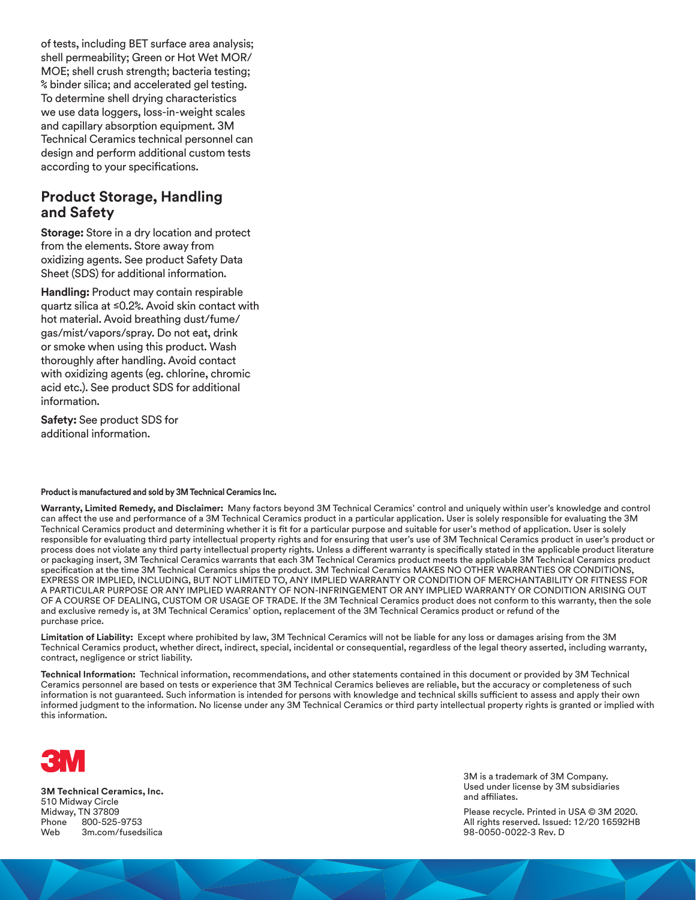of tests, including BET surface area analysis; shell permeability; Green or Hot Wet MOR/ MOE; shell crush strength; bacteria testing; % binder silica; and accelerated gel testing. To determine shell drying characteristics we use data loggers, loss-in-weight scales and capillary absorption equipment. 3M Technical Ceramics technical personnel can design and perform additional custom tests according to your specifications.

## Product Storage, Handling and Safety

**Storage:** Store in a dry location and protect from the elements. Store away from oxidizing agents. See product Safety Data Sheet (SDS) for additional information.

**Handling:** Product may contain respirable quartz silica at ≤0.2%. Avoid skin contact with hot material. Avoid breathing dust/fume/gas/mist/vapors/spray. Do not eat, drink or smoke when using this product. Wash thoroughly after handling. Avoid contact with oxidizing agents (eg. chlorine, chromic acid etc.). See product SDS for additional information.

**Safety:** See product SDS for additional information.

**Product is manufactured and sold by 3M Technical Ceramics Inc.**

**Warranty, Limited Remedy, and Disclaimer:** Many factors beyond 3M Technical Ceramics' control and uniquely within user's knowledge and control can affect the use and performance of a 3M Technical Ceramics product in a particular application. User is solely responsible for evaluating the 3M Technical Ceramics product and determining whether it is fit for a particular purpose and suitable for user's method of application. User is solely responsible for evaluating third party intellectual property rights and for ensuring that user's use of 3M Technical Ceramics product in user's product or process does not violate any third party intellectual property rights. Unless a different warranty is specifically stated in the applicable product literature or packaging insert, 3M Technical Ceramics warrants that each 3M Technical Ceramics product meets the applicable 3M Technical Ceramics product specification at the time 3M Technical Ceramics ships the product. 3M Technical Ceramics MAKES NO OTHER WARRANTIES OR CONDITIONS, EXPRESS OR IMPLIED, INCLUDING, BUT NOT LIMITED TO, ANY IMPLIED WARRANTY OR CONDITION OF MERCHANTABILITY OR FITNESS FOR A PARTICULAR PURPOSE OR ANY IMPLIED WARRANTY OF NON-INFRINGEMENT OR ANY IMPLIED WARRANTY OR CONDITION ARISING OUT OF A COURSE OF DEALING, CUSTOM OR USAGE OF TRADE. If the 3M Technical Ceramics product does not conform to this warranty, then the sole and exclusive remedy is, at 3M Technical Ceramics' option, replacement of the 3M Technical Ceramics product or refund of the purchase price.

**Limitation of Liability:** Except where prohibited by law, 3M Technical Ceramics will not be liable for any loss or damages arising from the 3M Technical Ceramics product, whether direct, indirect, special, incidental or consequential, regardless of the legal theory asserted, including warranty, contract, negligence or strict liability.

**Technical Information:** Technical information, recommendations, and other statements contained in this document or provided by 3M Technical Ceramics personnel are based on tests or experience that 3M Technical Ceramics believes are reliable, but the accuracy or completeness of such information is not guaranteed. Such information is intended for persons with knowledge and technical skills sufficient to assess and apply their own informed judgment to the information. No license under any 3M Technical Ceramics or third party intellectual property rights is granted or implied with this information.

3M

**3M Technical Ceramics, Inc.**
510 Midway Circle
Midway, TN 37809
Phone 800-525-9753
Web 3m.com/fusedsilica

3M is a trademark of 3M Company. Used under license by 3M subsidiaries and affiliates.

Please recycle. Printed in USA © 3M 2020. All rights reserved. Issued: 12/20 16592HB
98-0050-0022-3 Rev. D